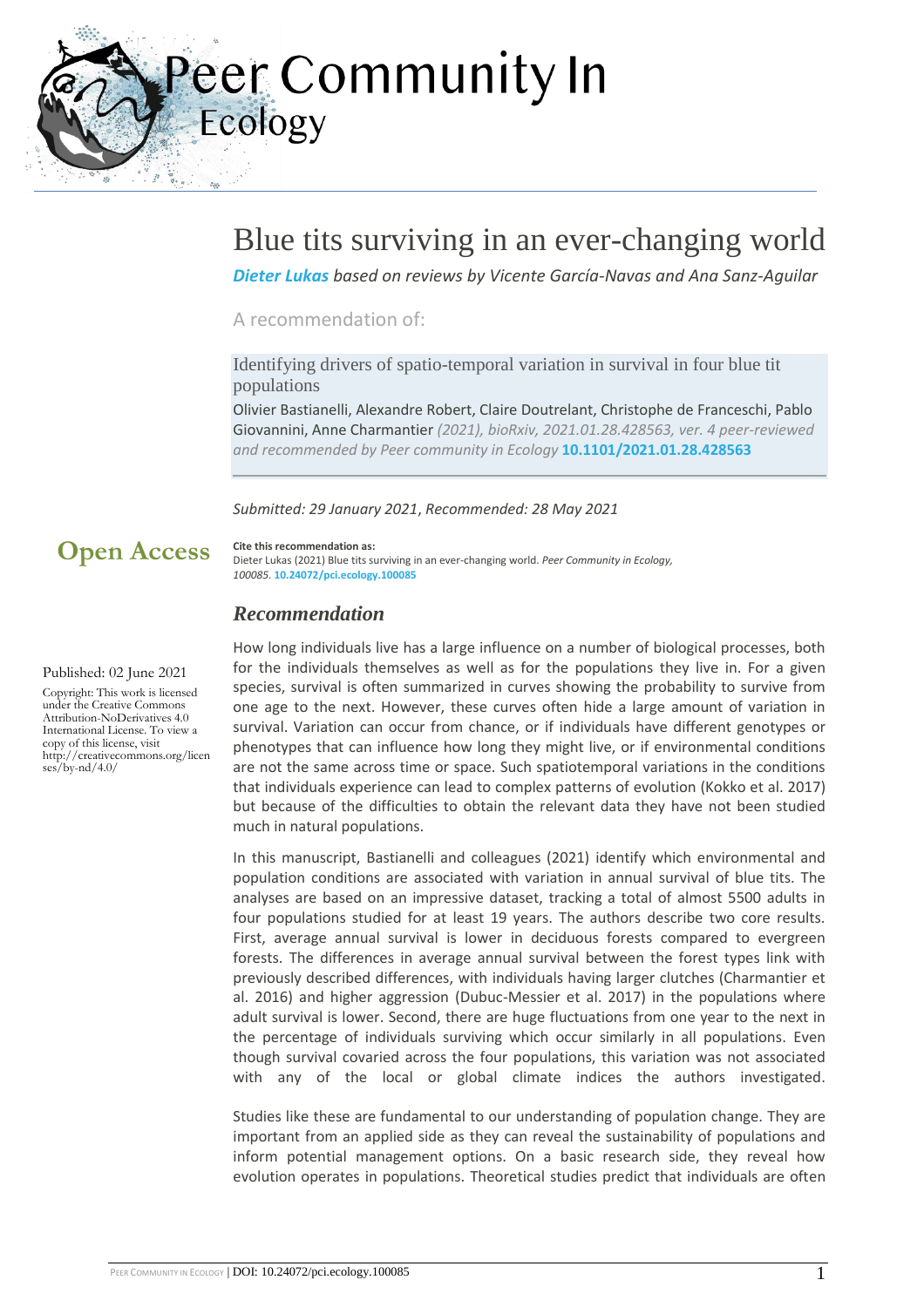# Blue tits surviving in an ever-changing world

***Dieter Lukas** based on reviews by Vicente García-Navas and Ana Sanz-Aguilar*

A recommendation of:

Identifying drivers of spatio-temporal variation in survival in four blue tit populations

Olivier Bastianelli, Alexandre Robert, Claire Doutrelant, Christophe de Franceschi, Pablo Giovannini, Anne Charmantier *(2021), bioRxiv, 2021.01.28.428563, ver. 4 peer-reviewed and recommended by Peer community in Ecology* **10.1101/2021.01.28.428563**

*Submitted: 29 January 2021, Recommended: 28 May 2021*

**Open Access**

Published: 02 June 2021

Copyright: This work is licensed under the Creative Commons Attribution-NoDerivatives 4.0 International License. To view a copy of this license, visit http://creativecommons.org/licenses/by-nd/4.0/

**Cite this recommendation as:**
Dieter Lukas (2021) Blue tits surviving in an ever-changing world. *Peer Community in Ecology, 100085.* **10.24072/pci.ecology.100085**

## *Recommendation*

How long individuals live has a large influence on a number of biological processes, both for the individuals themselves as well as for the populations they live in. For a given species, survival is often summarized in curves showing the probability to survive from one age to the next. However, these curves often hide a large amount of variation in survival. Variation can occur from chance, or if individuals have different genotypes or phenotypes that can influence how long they might live, or if environmental conditions are not the same across time or space. Such spatiotemporal variations in the conditions that individuals experience can lead to complex patterns of evolution (Kokko et al. 2017) but because of the difficulties to obtain the relevant data they have not been studied much in natural populations.

In this manuscript, Bastianelli and colleagues (2021) identify which environmental and population conditions are associated with variation in annual survival of blue tits. The analyses are based on an impressive dataset, tracking a total of almost 5500 adults in four populations studied for at least 19 years. The authors describe two core results. First, average annual survival is lower in deciduous forests compared to evergreen forests. The differences in average annual survival between the forest types link with previously described differences, with individuals having larger clutches (Charmantier et al. 2016) and higher aggression (Dubuc-Messier et al. 2017) in the populations where adult survival is lower. Second, there are huge fluctuations from one year to the next in the percentage of individuals surviving which occur similarly in all populations. Even though survival covaried across the four populations, this variation was not associated with any of the local or global climate indices the authors investigated.

Studies like these are fundamental to our understanding of population change. They are important from an applied side as they can reveal the sustainability of populations and inform potential management options. On a basic research side, they reveal how evolution operates in populations. Theoretical studies predict that individuals are often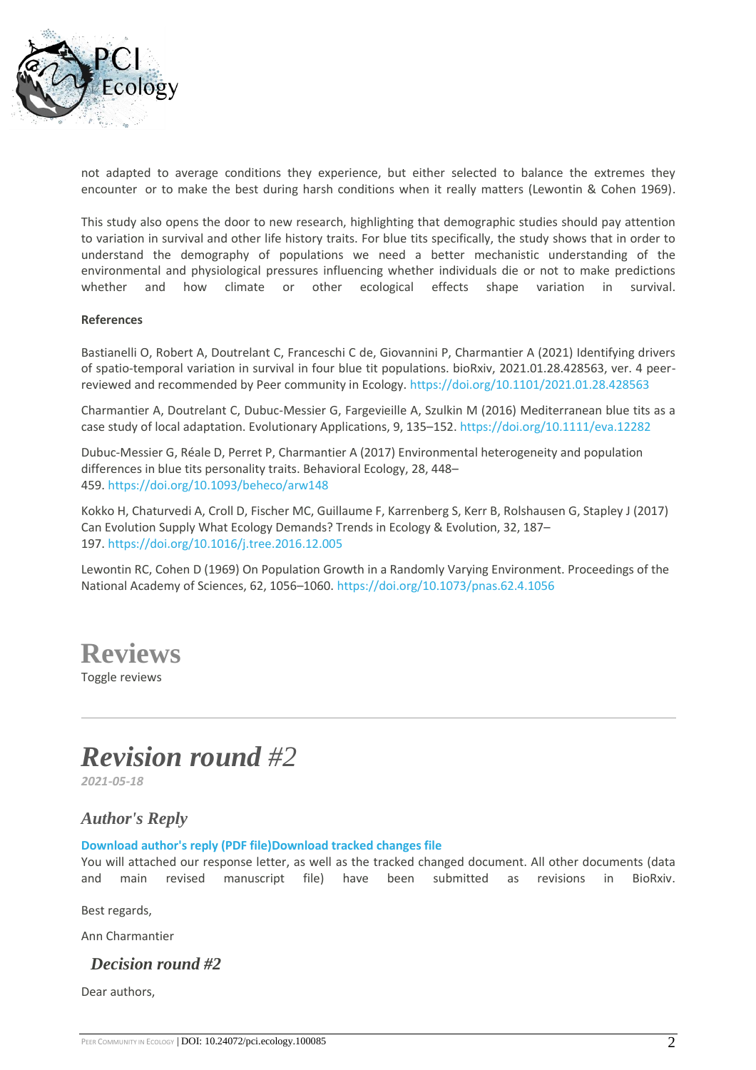not adapted to average conditions they experience, but either selected to balance the extremes they encounter or to make the best during harsh conditions when it really matters (Lewontin & Cohen 1969).

This study also opens the door to new research, highlighting that demographic studies should pay attention to variation in survival and other life history traits. For blue tits specifically, the study shows that in order to understand the demography of populations we need a better mechanistic understanding of the environmental and physiological pressures influencing whether individuals die or not to make predictions whether and how climate or other ecological effects shape variation in survival.

**References**

Bastianelli O, Robert A, Doutrelant C, Franceschi C de, Giovannini P, Charmantier A (2021) Identifying drivers of spatio-temporal variation in survival in four blue tit populations. bioRxiv, 2021.01.28.428563, ver. 4 peer-reviewed and recommended by Peer community in Ecology. https://doi.org/10.1101/2021.01.28.428563

Charmantier A, Doutrelant C, Dubuc-Messier G, Fargevieille A, Szulkin M (2016) Mediterranean blue tits as a case study of local adaptation. Evolutionary Applications, 9, 135–152. https://doi.org/10.1111/eva.12282

Dubuc-Messier G, Réale D, Perret P, Charmantier A (2017) Environmental heterogeneity and population differences in blue tits personality traits. Behavioral Ecology, 28, 448–459. https://doi.org/10.1093/beheco/arw148

Kokko H, Chaturvedi A, Croll D, Fischer MC, Guillaume F, Karrenberg S, Kerr B, Rolshausen G, Stapley J (2017) Can Evolution Supply What Ecology Demands? Trends in Ecology & Evolution, 32, 187–197. https://doi.org/10.1016/j.tree.2016.12.005

Lewontin RC, Cohen D (1969) On Population Growth in a Randomly Varying Environment. Proceedings of the National Academy of Sciences, 62, 1056–1060. https://doi.org/10.1073/pnas.62.4.1056

# Reviews

Toggle reviews

## *Revision round #2*

*2021-05-18*

### *Author's Reply*

**Download author's reply (PDF file)Download tracked changes file**

You will attached our response letter, as well as the tracked changed document. All other documents (data and main revised manuscript file) have been submitted as revisions in BioRxiv.

Best regards,

Ann Charmantier

### *Decision round #2*

Dear authors,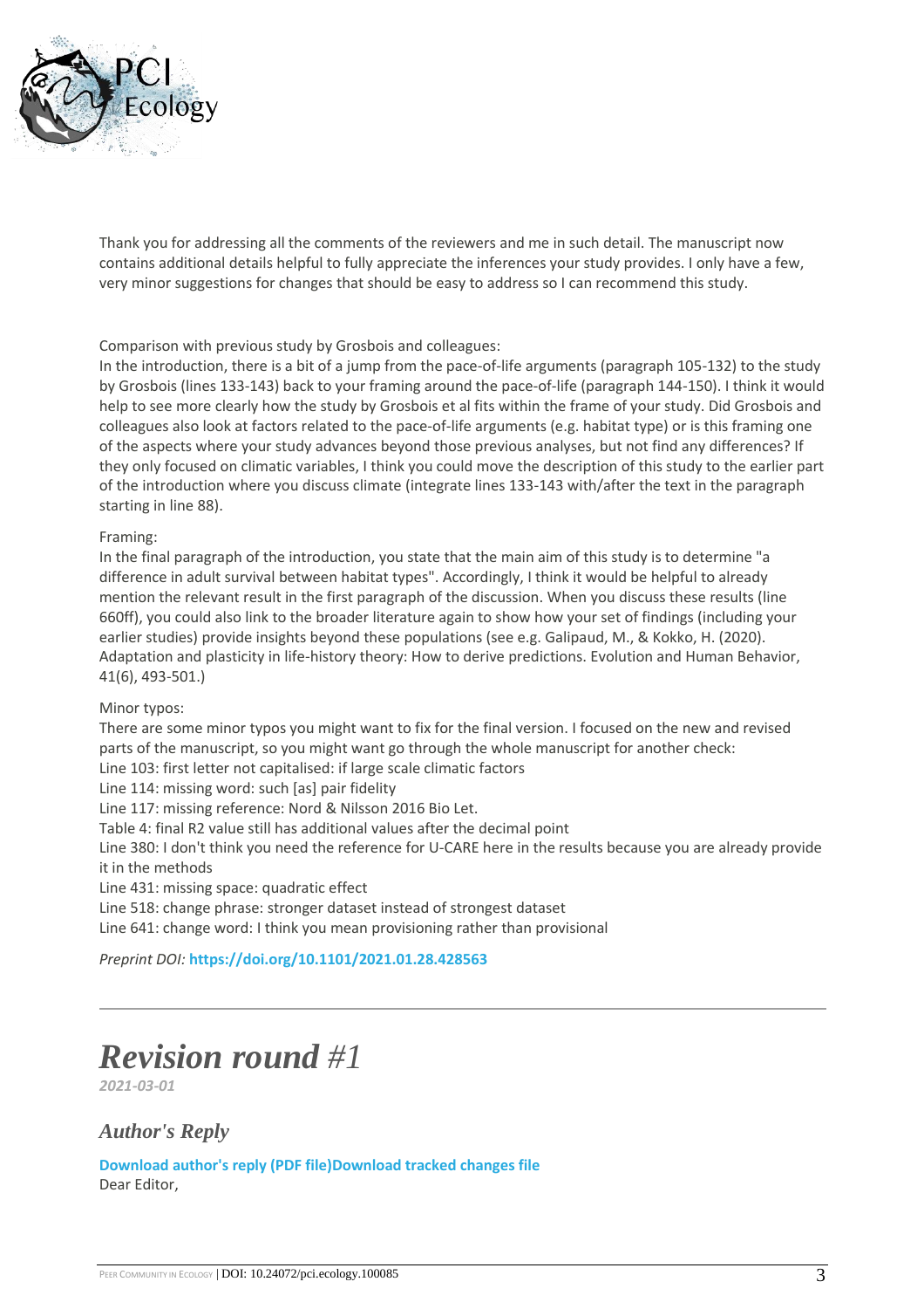Thank you for addressing all the comments of the reviewers and me in such detail. The manuscript now contains additional details helpful to fully appreciate the inferences your study provides. I only have a few, very minor suggestions for changes that should be easy to address so I can recommend this study.

Comparison with previous study by Grosbois and colleagues:
In the introduction, there is a bit of a jump from the pace-of-life arguments (paragraph 105-132) to the study by Grosbois (lines 133-143) back to your framing around the pace-of-life (paragraph 144-150). I think it would help to see more clearly how the study by Grosbois et al fits within the frame of your study. Did Grosbois and colleagues also look at factors related to the pace-of-life arguments (e.g. habitat type) or is this framing one of the aspects where your study advances beyond those previous analyses, but not find any differences? If they only focused on climatic variables, I think you could move the description of this study to the earlier part of the introduction where you discuss climate (integrate lines 133-143 with/after the text in the paragraph starting in line 88).

Framing:
In the final paragraph of the introduction, you state that the main aim of this study is to determine "a difference in adult survival between habitat types". Accordingly, I think it would be helpful to already mention the relevant result in the first paragraph of the discussion. When you discuss these results (line 660ff), you could also link to the broader literature again to show how your set of findings (including your earlier studies) provide insights beyond these populations (see e.g. Galipaud, M., & Kokko, H. (2020). Adaptation and plasticity in life-history theory: How to derive predictions. Evolution and Human Behavior, 41(6), 493-501.)

Minor typos:
There are some minor typos you might want to fix for the final version. I focused on the new and revised parts of the manuscript, so you might want go through the whole manuscript for another check:
Line 103: first letter not capitalised: if large scale climatic factors
Line 114: missing word: such [as] pair fidelity
Line 117: missing reference: Nord & Nilsson 2016 Bio Let.
Table 4: final R2 value still has additional values after the decimal point
Line 380: I don't think you need the reference for U-CARE here in the results because you are already provide it in the methods
Line 431: missing space: quadratic effect
Line 518: change phrase: stronger dataset instead of strongest dataset
Line 641: change word: I think you mean provisioning rather than provisional

*Preprint DOI:* **https://doi.org/10.1101/2021.01.28.428563**

---

# *Revision round #1*

*2021-03-01*

## *Author's Reply*

**Download author's reply (PDF file)Download tracked changes file**

Dear Editor,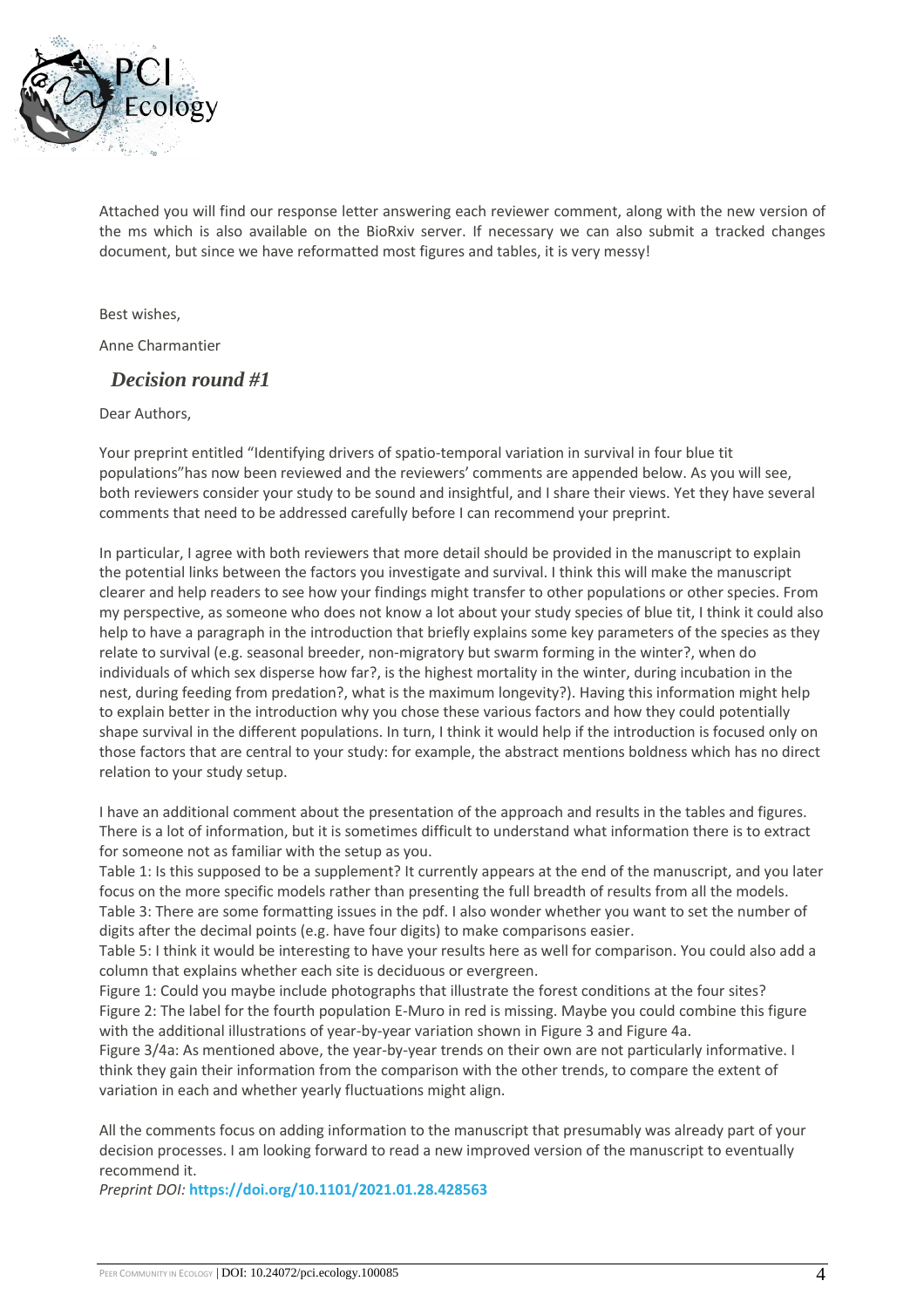Attached you will find our response letter answering each reviewer comment, along with the new version of the ms which is also available on the BioRxiv server. If necessary we can also submit a tracked changes document, but since we have reformatted most figures and tables, it is very messy!

Best wishes,

Anne Charmantier

## *Decision round #1*

Dear Authors,

Your preprint entitled "Identifying drivers of spatio-temporal variation in survival in four blue tit populations"has now been reviewed and the reviewers' comments are appended below. As you will see, both reviewers consider your study to be sound and insightful, and I share their views. Yet they have several comments that need to be addressed carefully before I can recommend your preprint.

In particular, I agree with both reviewers that more detail should be provided in the manuscript to explain the potential links between the factors you investigate and survival. I think this will make the manuscript clearer and help readers to see how your findings might transfer to other populations or other species. From my perspective, as someone who does not know a lot about your study species of blue tit, I think it could also help to have a paragraph in the introduction that briefly explains some key parameters of the species as they relate to survival (e.g. seasonal breeder, non-migratory but swarm forming in the winter?, when do individuals of which sex disperse how far?, is the highest mortality in the winter, during incubation in the nest, during feeding from predation?, what is the maximum longevity?). Having this information might help to explain better in the introduction why you chose these various factors and how they could potentially shape survival in the different populations. In turn, I think it would help if the introduction is focused only on those factors that are central to your study: for example, the abstract mentions boldness which has no direct relation to your study setup.

I have an additional comment about the presentation of the approach and results in the tables and figures. There is a lot of information, but it is sometimes difficult to understand what information there is to extract for someone not as familiar with the setup as you.

Table 1: Is this supposed to be a supplement? It currently appears at the end of the manuscript, and you later focus on the more specific models rather than presenting the full breadth of results from all the models.

Table 3: There are some formatting issues in the pdf. I also wonder whether you want to set the number of digits after the decimal points (e.g. have four digits) to make comparisons easier.

Table 5: I think it would be interesting to have your results here as well for comparison. You could also add a column that explains whether each site is deciduous or evergreen.

Figure 1: Could you maybe include photographs that illustrate the forest conditions at the four sites?

Figure 2: The label for the fourth population E-Muro in red is missing. Maybe you could combine this figure with the additional illustrations of year-by-year variation shown in Figure 3 and Figure 4a.

Figure 3/4a: As mentioned above, the year-by-year trends on their own are not particularly informative. I think they gain their information from the comparison with the other trends, to compare the extent of variation in each and whether yearly fluctuations might align.

All the comments focus on adding information to the manuscript that presumably was already part of your decision processes. I am looking forward to read a new improved version of the manuscript to eventually recommend it.

*Preprint DOI:* **https://doi.org/10.1101/2021.01.28.428563**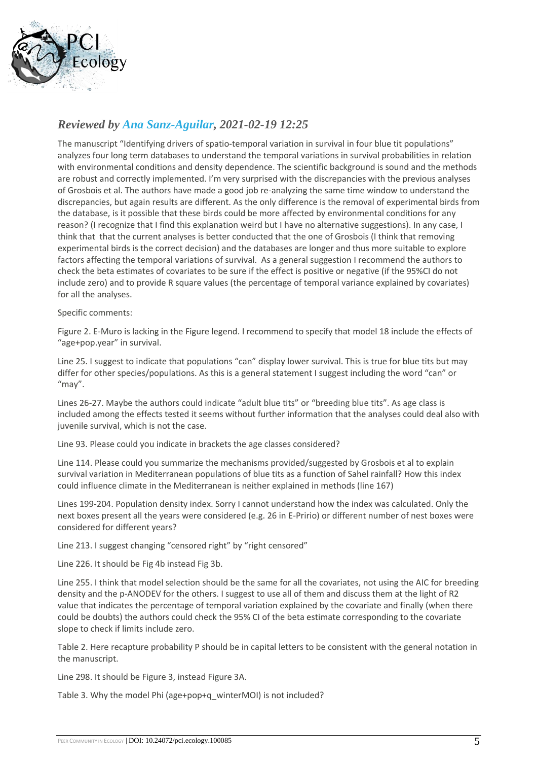## *Reviewed by Ana Sanz-Aguilar, 2021-02-19 12:25*

The manuscript "Identifying drivers of spatio-temporal variation in survival in four blue tit populations" analyzes four long term databases to understand the temporal variations in survival probabilities in relation with environmental conditions and density dependence. The scientific background is sound and the methods are robust and correctly implemented. I'm very surprised with the discrepancies with the previous analyses of Grosbois et al. The authors have made a good job re-analyzing the same time window to understand the discrepancies, but again results are different. As the only difference is the removal of experimental birds from the database, is it possible that these birds could be more affected by environmental conditions for any reason? (I recognize that I find this explanation weird but I have no alternative suggestions). In any case, I think that that the current analyses is better conducted that the one of Grosbois (I think that removing experimental birds is the correct decision) and the databases are longer and thus more suitable to explore factors affecting the temporal variations of survival. As a general suggestion I recommend the authors to check the beta estimates of covariates to be sure if the effect is positive or negative (if the 95%CI do not include zero) and to provide R square values (the percentage of temporal variance explained by covariates) for all the analyses.

Specific comments:

Figure 2. E-Muro is lacking in the Figure legend. I recommend to specify that model 18 include the effects of "age+pop.year" in survival.

Line 25. I suggest to indicate that populations "can" display lower survival. This is true for blue tits but may differ for other species/populations. As this is a general statement I suggest including the word "can" or "may".

Lines 26-27. Maybe the authors could indicate "adult blue tits" or "breeding blue tits". As age class is included among the effects tested it seems without further information that the analyses could deal also with juvenile survival, which is not the case.

Line 93. Please could you indicate in brackets the age classes considered?

Line 114. Please could you summarize the mechanisms provided/suggested by Grosbois et al to explain survival variation in Mediterranean populations of blue tits as a function of Sahel rainfall? How this index could influence climate in the Mediterranean is neither explained in methods (line 167)

Lines 199-204. Population density index. Sorry I cannot understand how the index was calculated. Only the next boxes present all the years were considered (e.g. 26 in E-Pirio) or different number of nest boxes were considered for different years?

Line 213. I suggest changing "censored right" by "right censored"

Line 226. It should be Fig 4b instead Fig 3b.

Line 255. I think that model selection should be the same for all the covariates, not using the AIC for breeding density and the p-ANODEV for the others. I suggest to use all of them and discuss them at the light of R2 value that indicates the percentage of temporal variation explained by the covariate and finally (when there could be doubts) the authors could check the 95% CI of the beta estimate corresponding to the covariate slope to check if limits include zero.

Table 2. Here recapture probability P should be in capital letters to be consistent with the general notation in the manuscript.

Line 298. It should be Figure 3, instead Figure 3A.

Table 3. Why the model Phi (age+pop+q_winterMOI) is not included?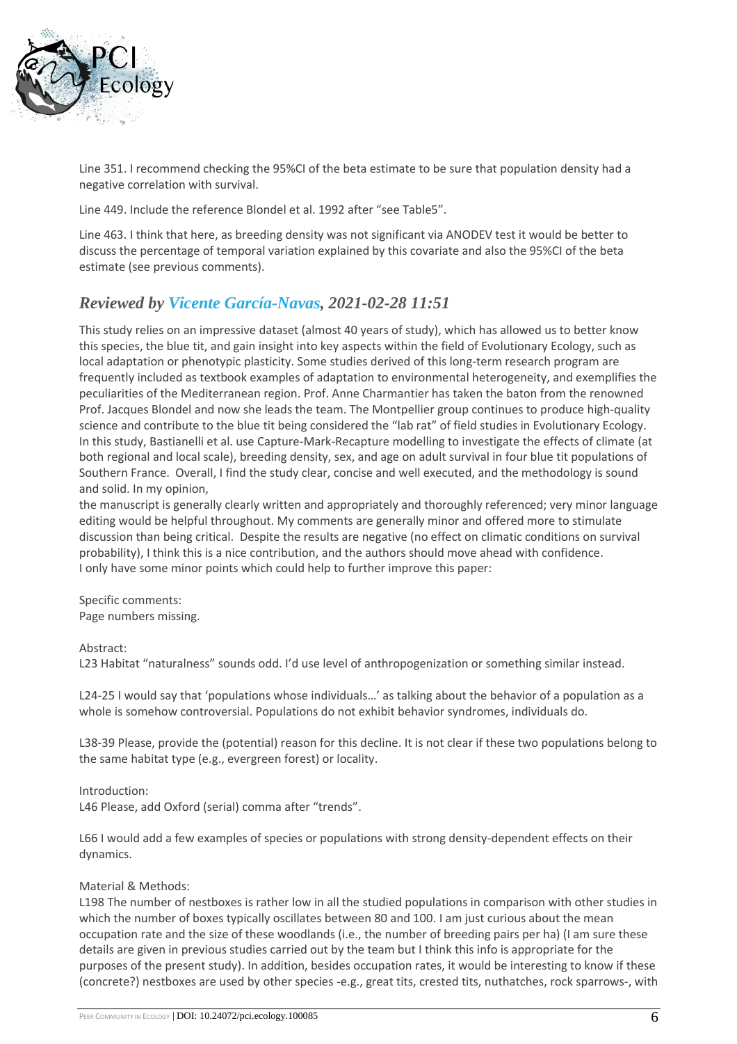Line 351. I recommend checking the 95%CI of the beta estimate to be sure that population density had a negative correlation with survival.

Line 449. Include the reference Blondel et al. 1992 after “see Table5”.

Line 463. I think that here, as breeding density was not significant via ANODEV test it would be better to discuss the percentage of temporal variation explained by this covariate and also the 95%CI of the beta estimate (see previous comments).

### *Reviewed by Vicente García-Navas, 2021-02-28 11:51*

This study relies on an impressive dataset (almost 40 years of study), which has allowed us to better know this species, the blue tit, and gain insight into key aspects within the field of Evolutionary Ecology, such as local adaptation or phenotypic plasticity. Some studies derived of this long-term research program are frequently included as textbook examples of adaptation to environmental heterogeneity, and exemplifies the peculiarities of the Mediterranean region. Prof. Anne Charmantier has taken the baton from the renowned Prof. Jacques Blondel and now she leads the team. The Montpellier group continues to produce high-quality science and contribute to the blue tit being considered the “lab rat” of field studies in Evolutionary Ecology. In this study, Bastianelli et al. use Capture-Mark-Recapture modelling to investigate the effects of climate (at both regional and local scale), breeding density, sex, and age on adult survival in four blue tit populations of Southern France. Overall, I find the study clear, concise and well executed, and the methodology is sound and solid. In my opinion,
the manuscript is generally clearly written and appropriately and thoroughly referenced; very minor language editing would be helpful throughout. My comments are generally minor and offered more to stimulate discussion than being critical. Despite the results are negative (no effect on climatic conditions on survival probability), I think this is a nice contribution, and the authors should move ahead with confidence.
I only have some minor points which could help to further improve this paper:

Specific comments:
Page numbers missing.

Abstract:
L23 Habitat “naturalness” sounds odd. I’d use level of anthropogenization or something similar instead.

L24-25 I would say that ‘populations whose individuals…’ as talking about the behavior of a population as a whole is somehow controversial. Populations do not exhibit behavior syndromes, individuals do.

L38-39 Please, provide the (potential) reason for this decline. It is not clear if these two populations belong to the same habitat type (e.g., evergreen forest) or locality.

Introduction:
L46 Please, add Oxford (serial) comma after “trends”.

L66 I would add a few examples of species or populations with strong density-dependent effects on their dynamics.

Material & Methods:
L198 The number of nestboxes is rather low in all the studied populations in comparison with other studies in which the number of boxes typically oscillates between 80 and 100. I am just curious about the mean occupation rate and the size of these woodlands (i.e., the number of breeding pairs per ha) (I am sure these details are given in previous studies carried out by the team but I think this info is appropriate for the purposes of the present study). In addition, besides occupation rates, it would be interesting to know if these (concrete?) nestboxes are used by other species -e.g., great tits, crested tits, nuthatches, rock sparrows-, with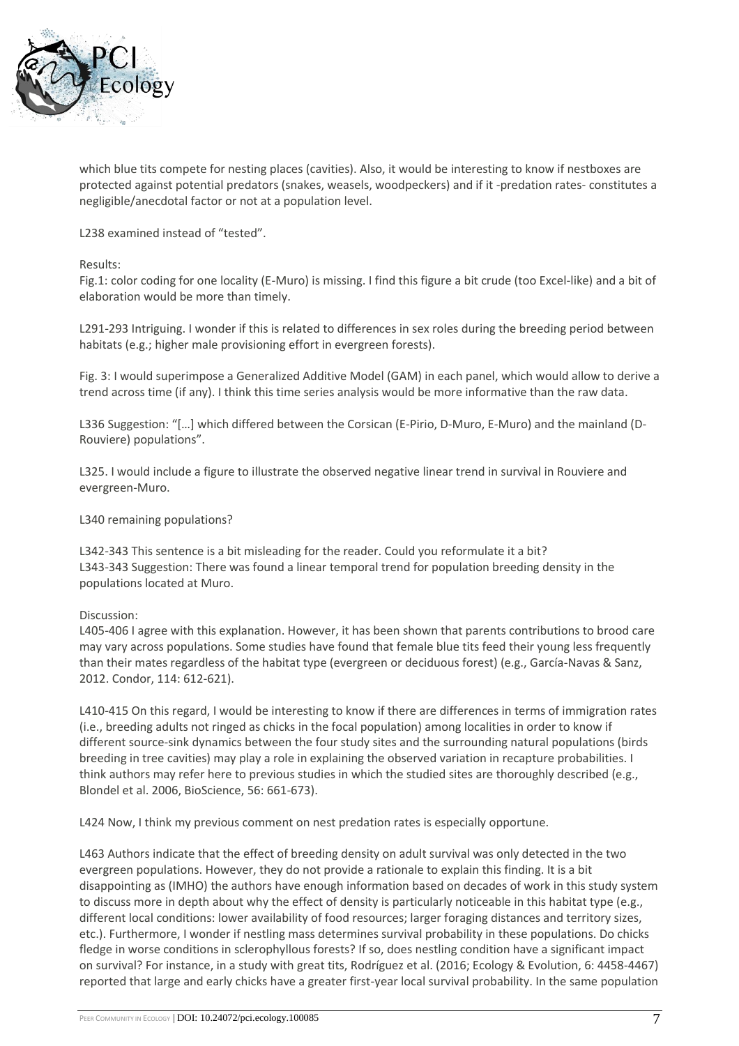which blue tits compete for nesting places (cavities). Also, it would be interesting to know if nestboxes are protected against potential predators (snakes, weasels, woodpeckers) and if it -predation rates- constitutes a negligible/anecdotal factor or not at a population level.

L238 examined instead of "tested".

Results:

Fig.1: color coding for one locality (E-Muro) is missing. I find this figure a bit crude (too Excel-like) and a bit of elaboration would be more than timely.

L291-293 Intriguing. I wonder if this is related to differences in sex roles during the breeding period between habitats (e.g.; higher male provisioning effort in evergreen forests).

Fig. 3: I would superimpose a Generalized Additive Model (GAM) in each panel, which would allow to derive a trend across time (if any). I think this time series analysis would be more informative than the raw data.

L336 Suggestion: "[…] which differed between the Corsican (E-Pirio, D-Muro, E-Muro) and the mainland (D-Rouviere) populations".

L325. I would include a figure to illustrate the observed negative linear trend in survival in Rouviere and evergreen-Muro.

L340 remaining populations?

L342-343 This sentence is a bit misleading for the reader. Could you reformulate it a bit?
L343-343 Suggestion: There was found a linear temporal trend for population breeding density in the populations located at Muro.

Discussion:

L405-406 I agree with this explanation. However, it has been shown that parents contributions to brood care may vary across populations. Some studies have found that female blue tits feed their young less frequently than their mates regardless of the habitat type (evergreen or deciduous forest) (e.g., García-Navas & Sanz, 2012. Condor, 114: 612-621).

L410-415 On this regard, I would be interesting to know if there are differences in terms of immigration rates (i.e., breeding adults not ringed as chicks in the focal population) among localities in order to know if different source-sink dynamics between the four study sites and the surrounding natural populations (birds breeding in tree cavities) may play a role in explaining the observed variation in recapture probabilities. I think authors may refer here to previous studies in which the studied sites are thoroughly described (e.g., Blondel et al. 2006, BioScience, 56: 661-673).

L424 Now, I think my previous comment on nest predation rates is especially opportune.

L463 Authors indicate that the effect of breeding density on adult survival was only detected in the two evergreen populations. However, they do not provide a rationale to explain this finding. It is a bit disappointing as (IMHO) the authors have enough information based on decades of work in this study system to discuss more in depth about why the effect of density is particularly noticeable in this habitat type (e.g., different local conditions: lower availability of food resources; larger foraging distances and territory sizes, etc.). Furthermore, I wonder if nestling mass determines survival probability in these populations. Do chicks fledge in worse conditions in sclerophyllous forests? If so, does nestling condition have a significant impact on survival? For instance, in a study with great tits, Rodríguez et al. (2016; Ecology & Evolution, 6: 4458-4467) reported that large and early chicks have a greater first-year local survival probability. In the same population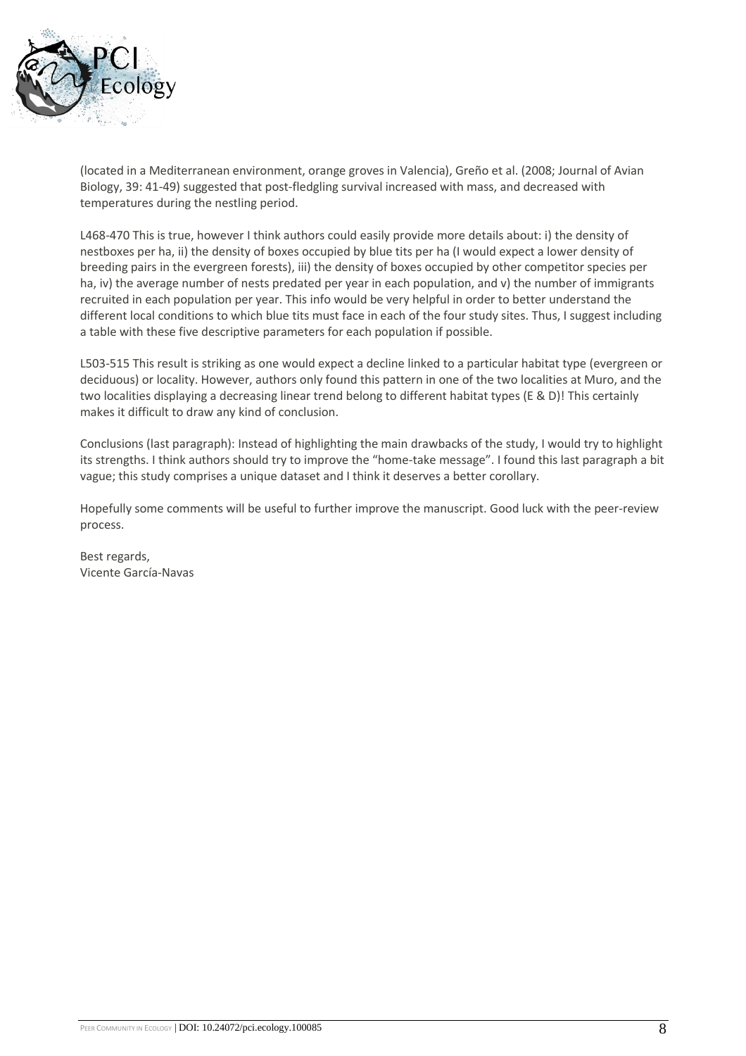(located in a Mediterranean environment, orange groves in Valencia), Greño et al. (2008; Journal of Avian Biology, 39: 41-49) suggested that post-fledgling survival increased with mass, and decreased with temperatures during the nestling period.

L468-470 This is true, however I think authors could easily provide more details about: i) the density of nestboxes per ha, ii) the density of boxes occupied by blue tits per ha (I would expect a lower density of breeding pairs in the evergreen forests), iii) the density of boxes occupied by other competitor species per ha, iv) the average number of nests predated per year in each population, and v) the number of immigrants recruited in each population per year. This info would be very helpful in order to better understand the different local conditions to which blue tits must face in each of the four study sites. Thus, I suggest including a table with these five descriptive parameters for each population if possible.

L503-515 This result is striking as one would expect a decline linked to a particular habitat type (evergreen or deciduous) or locality. However, authors only found this pattern in one of the two localities at Muro, and the two localities displaying a decreasing linear trend belong to different habitat types (E & D)! This certainly makes it difficult to draw any kind of conclusion.

Conclusions (last paragraph): Instead of highlighting the main drawbacks of the study, I would try to highlight its strengths. I think authors should try to improve the "home-take message". I found this last paragraph a bit vague; this study comprises a unique dataset and I think it deserves a better corollary.

Hopefully some comments will be useful to further improve the manuscript. Good luck with the peer-review process.

Best regards,
Vicente García-Navas